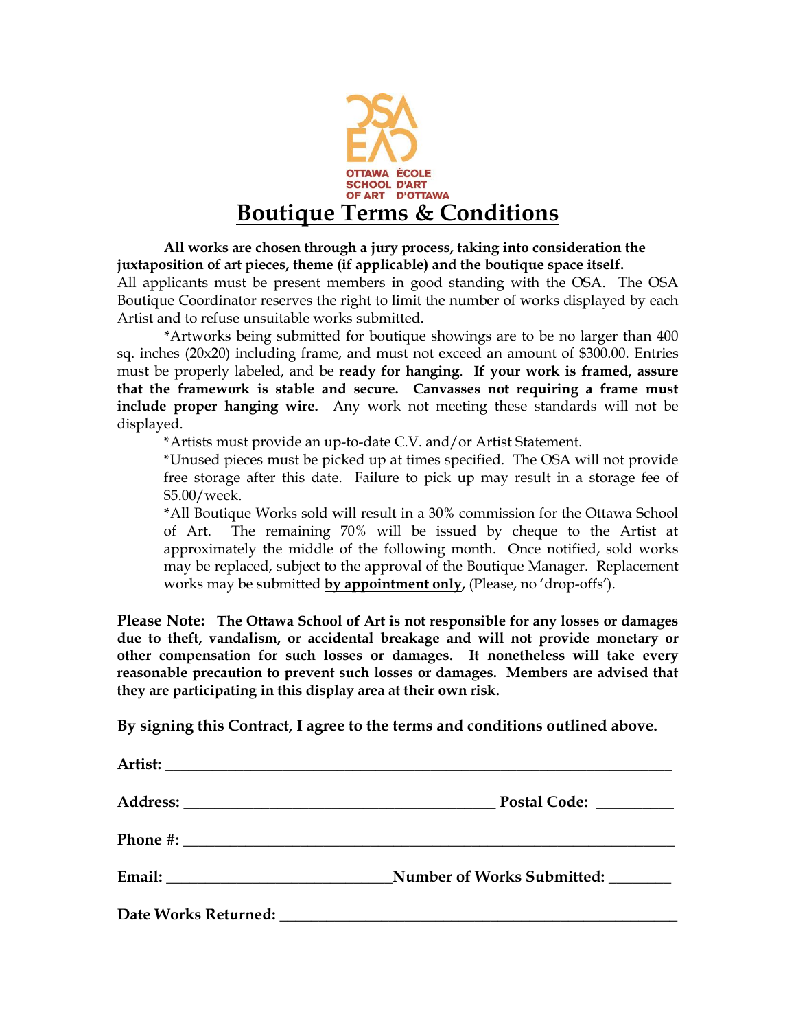OSA EAO
OTTAWA SCHOOL OF ART
ÉCOLE D'ART D'OTTAWA

# Boutique Terms & Conditions

**All works are chosen through a jury process, taking into consideration the juxtaposition of art pieces, theme (if applicable) and the boutique space itself.** All applicants must be present members in good standing with the OSA. The OSA Boutique Coordinator reserves the right to limit the number of works displayed by each Artist and to refuse unsuitable works submitted.

***Artworks being submitted for boutique showings are to be no larger than 400 sq. inches (20x20) including frame, and must not exceed an amount of $300.00. Entries must be properly labeled, and be **ready for hanging**. **If your work is framed, assure that the framework is stable and secure. Canvasses not requiring a frame must include proper hanging wire.** Any work not meeting these standards will not be displayed.

***Artists must provide an up-to-date C.V. and/or Artist Statement.

***Unused pieces must be picked up at times specified. The OSA will not provide free storage after this date. Failure to pick up may result in a storage fee of $5.00/week.

***All Boutique Works sold will result in a 30% commission for the Ottawa School of Art. The remaining 70% will be issued by cheque to the Artist at approximately the middle of the following month. Once notified, sold works may be replaced, subject to the approval of the Boutique Manager. Replacement works may be submitted **<u>by appointment only</u>,** (Please, no 'drop-offs').

**Please Note: The Ottawa School of Art is not responsible for any losses or damages due to theft, vandalism, or accidental breakage and will not provide monetary or other compensation for such losses or damages. It nonetheless will take every reasonable precaution to prevent such losses or damages. Members are advised that they are participating in this display area at their own risk.**

**By signing this Contract, I agree to the terms and conditions outlined above.**

**Artist:** ________________________________________________

**Address:** ______________________________ **Postal Code:** __________

**Phone #:** ________________________________________________

**Email:** ____________________ **Number of Works Submitted:** ________

**Date Works Returned:** ____________________________________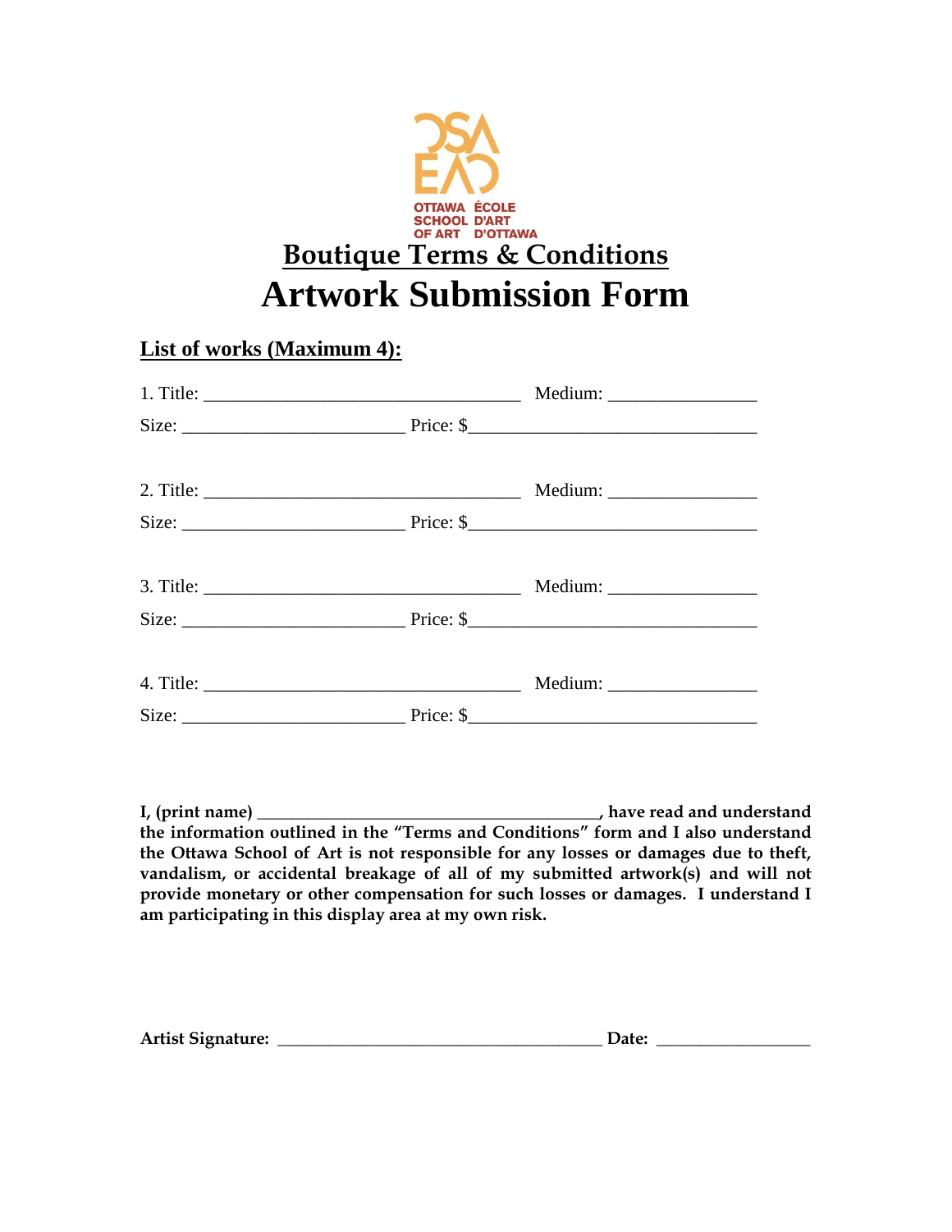OTTAWA ÉCOLE
SCHOOL D'ART
OF ART D'OTTAWA

# Boutique Terms & Conditions

# Artwork Submission Form

## List of works (Maximum 4):

1. Title: ________________________________ Medium: _______________

Size: ______________________ Price: $_____________________________

2. Title: ________________________________ Medium: _______________

Size: ______________________ Price: $_____________________________

3. Title: ________________________________ Medium: _______________

Size: ______________________ Price: $_____________________________

4. Title: ________________________________ Medium: _______________

Size: ______________________ Price: $_____________________________

**I, (print name) ____________________________________, have read and understand the information outlined in the "Terms and Conditions" form and I also understand the Ottawa School of Art is not responsible for any losses or damages due to theft, vandalism, or accidental breakage of all of my submitted artwork(s) and will not provide monetary or other compensation for such losses or damages. I understand I am participating in this display area at my own risk.**

**Artist Signature:** ___________________________________ **Date:** ________________